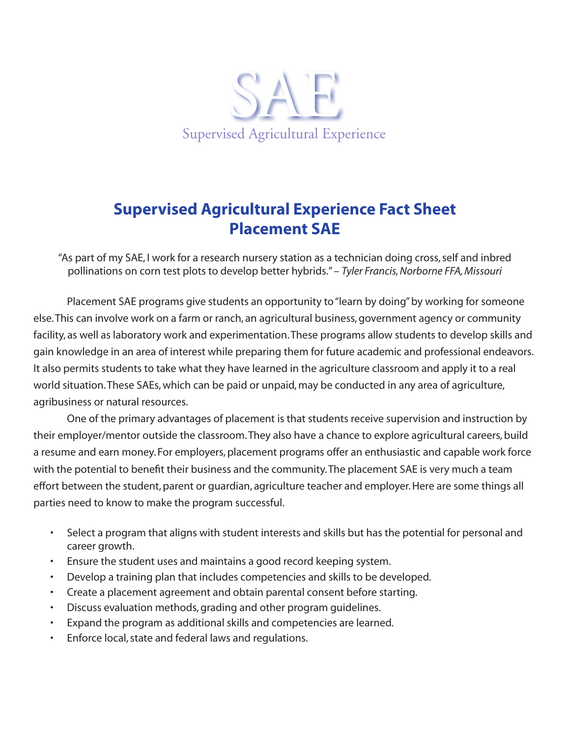# SAE

Supervised Agricultural Experience

## Supervised Agricultural Experience Fact Sheet
## Placement SAE

"As part of my SAE, I work for a research nursery station as a technician doing cross, self and inbred pollinations on corn test plots to develop better hybrids." – *Tyler Francis, Norborne FFA, Missouri*

Placement SAE programs give students an opportunity to "learn by doing" by working for someone else. This can involve work on a farm or ranch, an agricultural business, government agency or community facility, as well as laboratory work and experimentation. These programs allow students to develop skills and gain knowledge in an area of interest while preparing them for future academic and professional endeavors. It also permits students to take what they have learned in the agriculture classroom and apply it to a real world situation. These SAEs, which can be paid or unpaid, may be conducted in any area of agriculture, agribusiness or natural resources.

One of the primary advantages of placement is that students receive supervision and instruction by their employer/mentor outside the classroom. They also have a chance to explore agricultural careers, build a resume and earn money. For employers, placement programs offer an enthusiastic and capable work force with the potential to benefit their business and the community. The placement SAE is very much a team effort between the student, parent or guardian, agriculture teacher and employer. Here are some things all parties need to know to make the program successful.

- Select a program that aligns with student interests and skills but has the potential for personal and career growth.
- Ensure the student uses and maintains a good record keeping system.
- Develop a training plan that includes competencies and skills to be developed.
- Create a placement agreement and obtain parental consent before starting.
- Discuss evaluation methods, grading and other program guidelines.
- Expand the program as additional skills and competencies are learned.
- Enforce local, state and federal laws and regulations.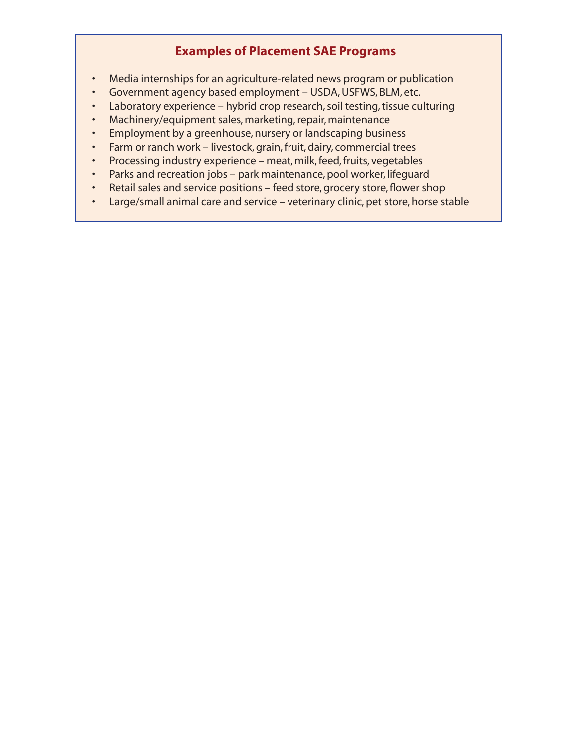## Examples of Placement SAE Programs

- Media internships for an agriculture-related news program or publication
- Government agency based employment – USDA, USFWS, BLM, etc.
- Laboratory experience – hybrid crop research, soil testing, tissue culturing
- Machinery/equipment sales, marketing, repair, maintenance
- Employment by a greenhouse, nursery or landscaping business
- Farm or ranch work – livestock, grain, fruit, dairy, commercial trees
- Processing industry experience – meat, milk, feed, fruits, vegetables
- Parks and recreation jobs – park maintenance, pool worker, lifeguard
- Retail sales and service positions – feed store, grocery store, flower shop
- Large/small animal care and service – veterinary clinic, pet store, horse stable